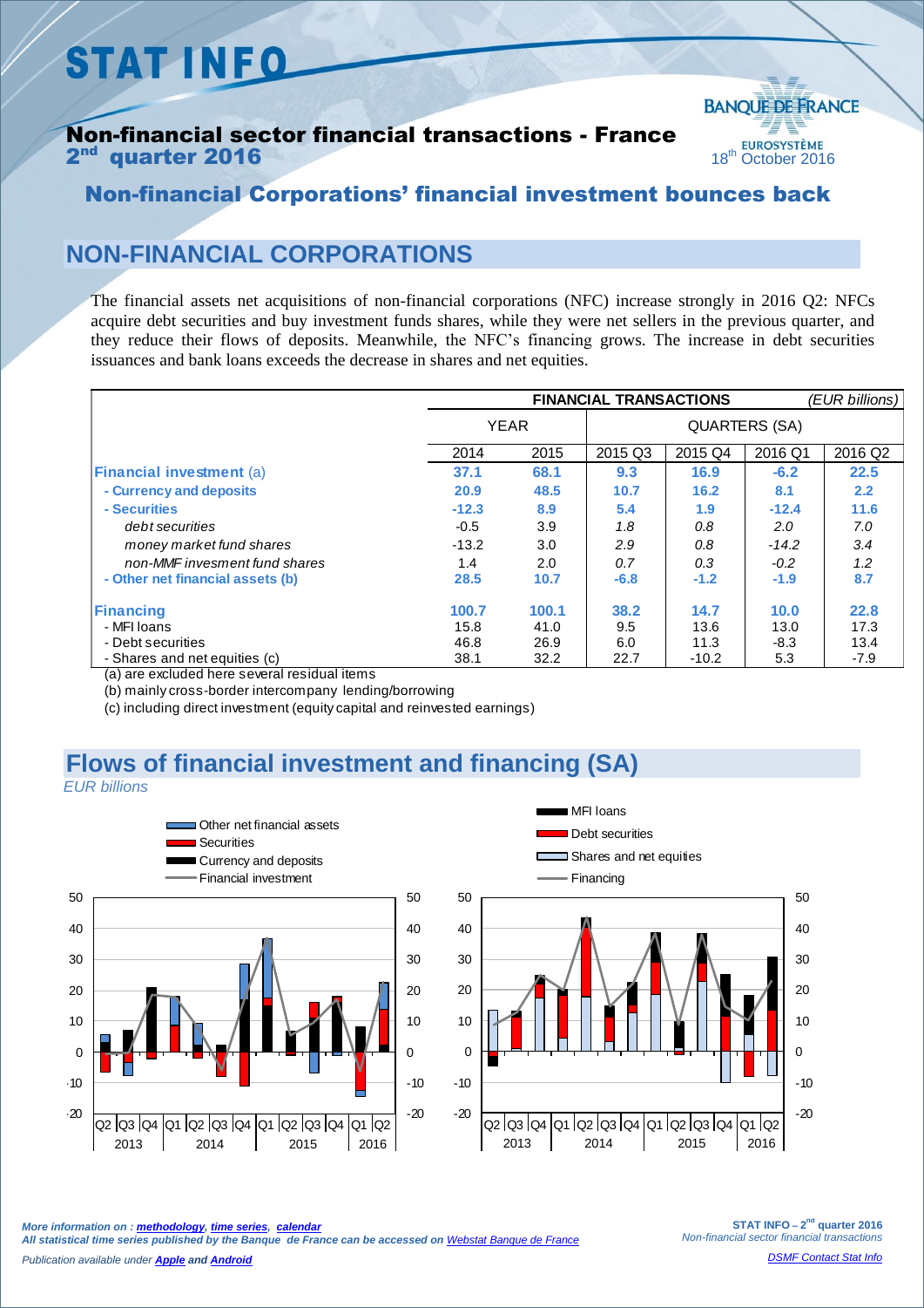# STAT INFO

## Non-financial sector financial transactions - France
## 2nd quarter 2016

18th October 2016

### Non-financial Corporations' financial investment bounces back

## NON-FINANCIAL CORPORATIONS

The financial assets net acquisitions of non-financial corporations (NFC) increase strongly in 2016 Q2: NFCs acquire debt securities and buy investment funds shares, while they were net sellers in the previous quarter, and they reduce their flows of deposits. Meanwhile, the NFC's financing grows. The increase in debt securities issuances and bank loans exceeds the decrease in shares and net equities.

| | FINANCIAL TRANSACTIONS | | | | | *(EUR billions)* |
|---|---|---|---|---|---|---|
| | YEAR | | QUARTERS (SA) | | | |
| | 2014 | 2015 | 2015 Q3 | 2015 Q4 | 2016 Q1 | 2016 Q2 |
| **Financial investment** (a) | **37.1** | **68.1** | **9.3** | **16.9** | **-6.2** | **22.5** |
| **- Currency and deposits** | **20.9** | **48.5** | **10.7** | **16.2** | **8.1** | **2.2** |
| **- Securities** | **-12.3** | **8.9** | **5.4** | **1.9** | **-12.4** | **11.6** |
| *debt securities* | -0.5 | 3.9 | *1.8* | *0.8* | *2.0* | *7.0* |
| *money market fund shares* | -13.2 | 3.0 | *2.9* | *0.8* | *-14.2* | *3.4* |
| *non-MMF invesment fund shares* | 1.4 | 2.0 | *0.7* | *0.3* | *-0.2* | *1.2* |
| **- Other net financial assets (b)** | **28.5** | **10.7** | **-6.8** | **-1.2** | **-1.9** | **8.7** |
| **Financing** | **100.7** | **100.1** | **38.2** | **14.7** | **10.0** | **22.8** |
| - MFI loans | 15.8 | 41.0 | 9.5 | 13.6 | 13.0 | 17.3 |
| - Debt securities | 46.8 | 26.9 | 6.0 | 11.3 | -8.3 | 13.4 |
| - Shares and net equities (c) | 38.1 | 32.2 | 22.7 | -10.2 | 5.3 | -7.9 |

(a) are excluded here several residual items

(b) mainly cross-border intercompany lending/borrowing

(c) including direct investment (equity capital and reinvested earnings)

## Flows of financial investment and financing (SA)

*EUR billions*

*More information on : methodology, time series, calendar*

*All statistical time series published by the Banque de France can be accessed on Webstat Banque de France*

*Publication available under Apple and Android*

*DSMF Contact Stat Info*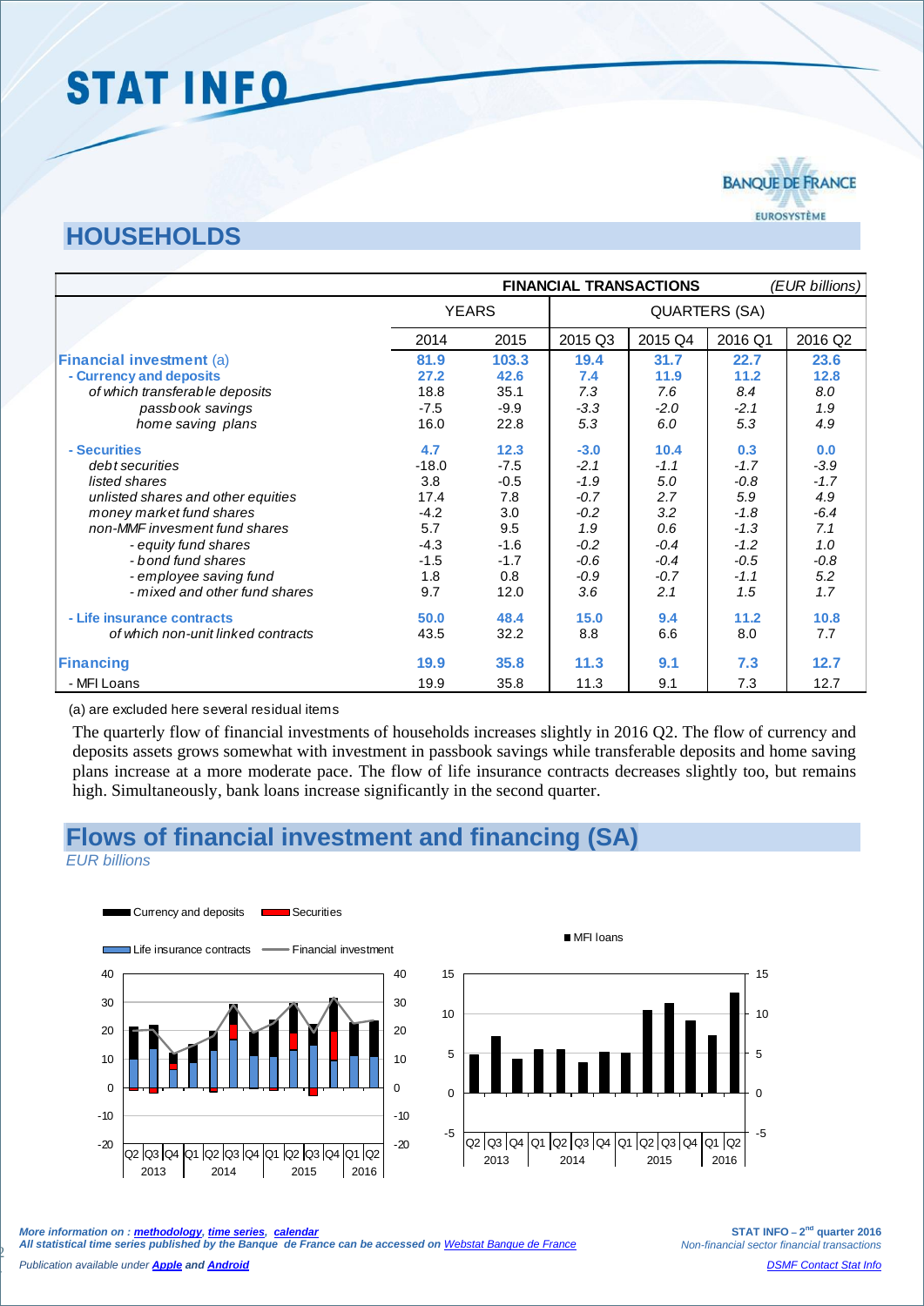# HOUSEHOLDS

| | YEARS | | QUARTERS (SA) | | | |
|---|---|---|---|---|---|---|
| **FINANCIAL TRANSACTIONS** *(EUR billions)* | 2014 | 2015 | 2015 Q3 | 2015 Q4 | 2016 Q1 | 2016 Q2 |
| **Financial investment** (a) | **81.9** | **103.3** | **19.4** | **31.7** | **22.7** | **23.6** |
| **- Currency and deposits** | **27.2** | **42.6** | **7.4** | **11.9** | **11.2** | **12.8** |
| *of which transferable deposits* | 18.8 | 35.1 | *7.3* | *7.6* | *8.4* | *8.0* |
| *passbook savings* | -7.5 | -9.9 | *-3.3* | *-2.0* | *-2.1* | *1.9* |
| *home saving plans* | 16.0 | 22.8 | *5.3* | *6.0* | *5.3* | *4.9* |
| **- Securities** | **4.7** | **12.3** | **-3.0** | **10.4** | **0.3** | **0.0** |
| *debt securities* | -18.0 | -7.5 | *-2.1* | *-1.1* | *-1.7* | *-3.9* |
| *listed shares* | 3.8 | -0.5 | *-1.9* | *5.0* | *-0.8* | *-1.7* |
| *unlisted shares and other equities* | 17.4 | 7.8 | *-0.7* | *2.7* | *5.9* | *4.9* |
| *money market fund shares* | -4.2 | 3.0 | *-0.2* | *3.2* | *-1.8* | *-6.4* |
| *non-MMF invesment fund shares* | 5.7 | 9.5 | *1.9* | *0.6* | *-1.3* | *7.1* |
| *- equity fund shares* | -4.3 | -1.6 | *-0.2* | *-0.4* | *-1.2* | *1.0* |
| *- bond fund shares* | -1.5 | -1.7 | *-0.6* | *-0.4* | *-0.5* | *-0.8* |
| *- employee saving fund* | 1.8 | 0.8 | *-0.9* | *-0.7* | *-1.1* | *5.2* |
| *- mixed and other fund shares* | 9.7 | 12.0 | *3.6* | *2.1* | *1.5* | *1.7* |
| **- Life insurance contracts** | **50.0** | **48.4** | **15.0** | **9.4** | **11.2** | **10.8** |
| *of which non-unit linked contracts* | 43.5 | 32.2 | 8.8 | 6.6 | 8.0 | 7.7 |
| **Financing** | **19.9** | **35.8** | **11.3** | **9.1** | **7.3** | **12.7** |
| - MFI Loans | 19.9 | 35.8 | 11.3 | 9.1 | 7.3 | 12.7 |

(a) are excluded here several residual items

The quarterly flow of financial investments of households increases slightly in 2016 Q2. The flow of currency and deposits assets grows somewhat with investment in passbook savings while transferable deposits and home saving plans increase at a more moderate pace. The flow of life insurance contracts decreases slightly too, but remains high. Simultaneously, bank loans increase significantly in the second quarter.

## Flows of financial investment and financing (SA)

*EUR billions*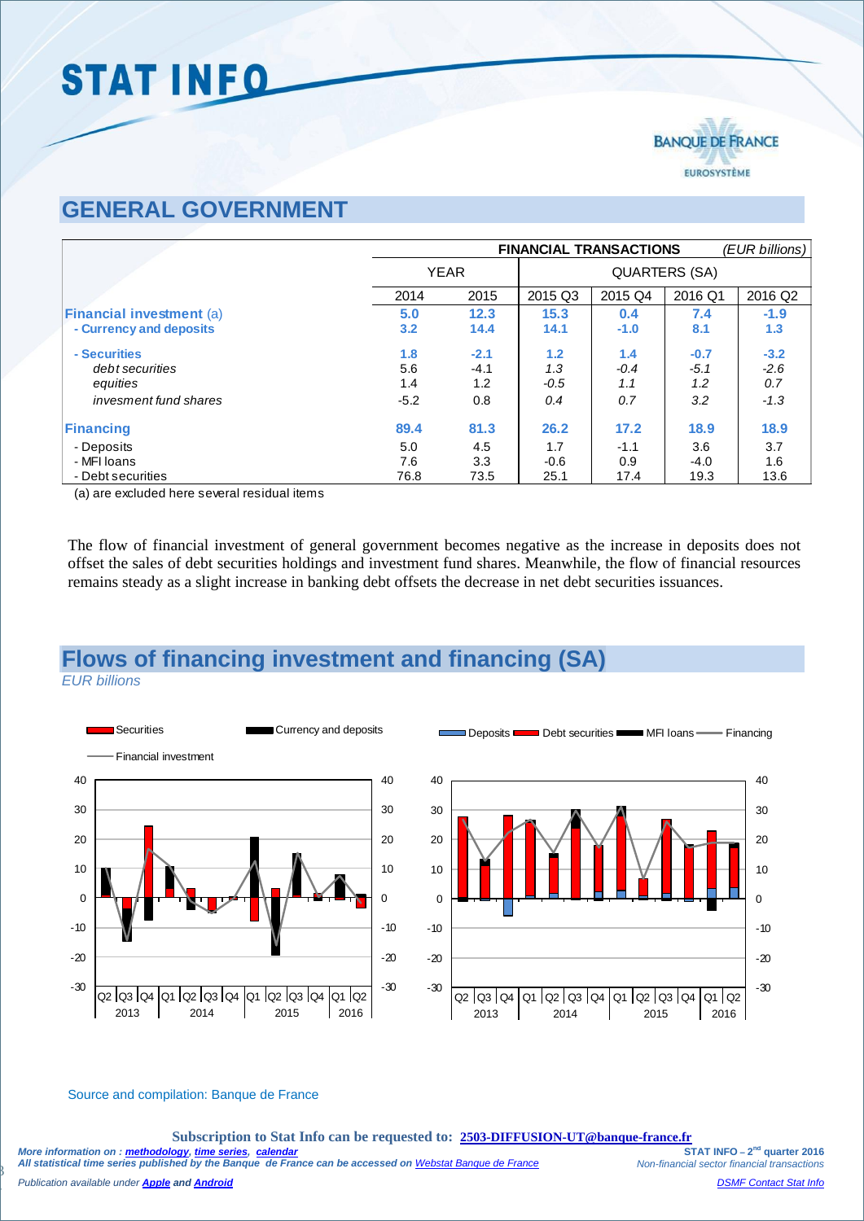# GENERAL GOVERNMENT

| | FINANCIAL TRANSACTIONS | | | | | (EUR billions) |
|---|---|---|---|---|---|---|
| | YEAR | | QUARTERS (SA) | | | |
| | 2014 | 2015 | 2015 Q3 | 2015 Q4 | 2016 Q1 | 2016 Q2 |
| **Financial investment** (a) | **5.0** | **12.3** | **15.3** | **0.4** | **7.4** | **-1.9** |
| **- Currency and deposits** | **3.2** | **14.4** | **14.1** | **-1.0** | **8.1** | **1.3** |
| **- Securities** | **1.8** | **-2.1** | **1.2** | **1.4** | **-0.7** | **-3.2** |
| *debt securities* | 5.6 | -4.1 | *1.3* | *-0.4* | *-5.1* | *-2.6* |
| *equities* | 1.4 | 1.2 | *-0.5* | *1.1* | *1.2* | *0.7* |
| *invesment fund shares* | -5.2 | 0.8 | *0.4* | *0.7* | *3.2* | *-1.3* |
| **Financing** | **89.4** | **81.3** | **26.2** | **17.2** | **18.9** | **18.9** |
| - Deposits | 5.0 | 4.5 | 1.7 | -1.1 | 3.6 | 3.7 |
| - MFI loans | 7.6 | 3.3 | -0.6 | 0.9 | -4.0 | 1.6 |
| - Debt securities | 76.8 | 73.5 | 25.1 | 17.4 | 19.3 | 13.6 |

(a) are excluded here several residual items

The flow of financial investment of general government becomes negative as the increase in deposits does not offset the sales of debt securities holdings and investment fund shares. Meanwhile, the flow of financial resources remains steady as a slight increase in banking debt offsets the decrease in net debt securities issuances.

## Flows of financing investment and financing (SA)

*EUR billions*

Securities
Currency and deposits
Financial investment
40 30 20 10 0 -10 -20 -30
Q2 Q3 Q4 Q1 Q2 Q3 Q4 Q1 Q2 Q3 Q4 Q1 Q2
2013 2014 2015 2016

Deposits
Debt securities
MFI loans
Financing
40 30 20 10 0 -10 -20 -30
Q2 Q3 Q4 Q1 Q2 Q3 Q4 Q1 Q2 Q3 Q4 Q1 Q2
2013 2014 2015 2016

Source and compilation: Banque de France

**Subscription to Stat Info can be requested to: 2503-DIFFUSION-UT@banque-france.fr**

*More information on : **methodology**, **time series**, **calendar***
***All statistical time series published by the Banque de France can be accessed on** Webstat Banque de France*

*Publication available under **Apple** and **Android***

**STAT INFO – 2nd quarter 2016**
*Non-financial sector financial transactions*

*DSMF Contact Stat Info*